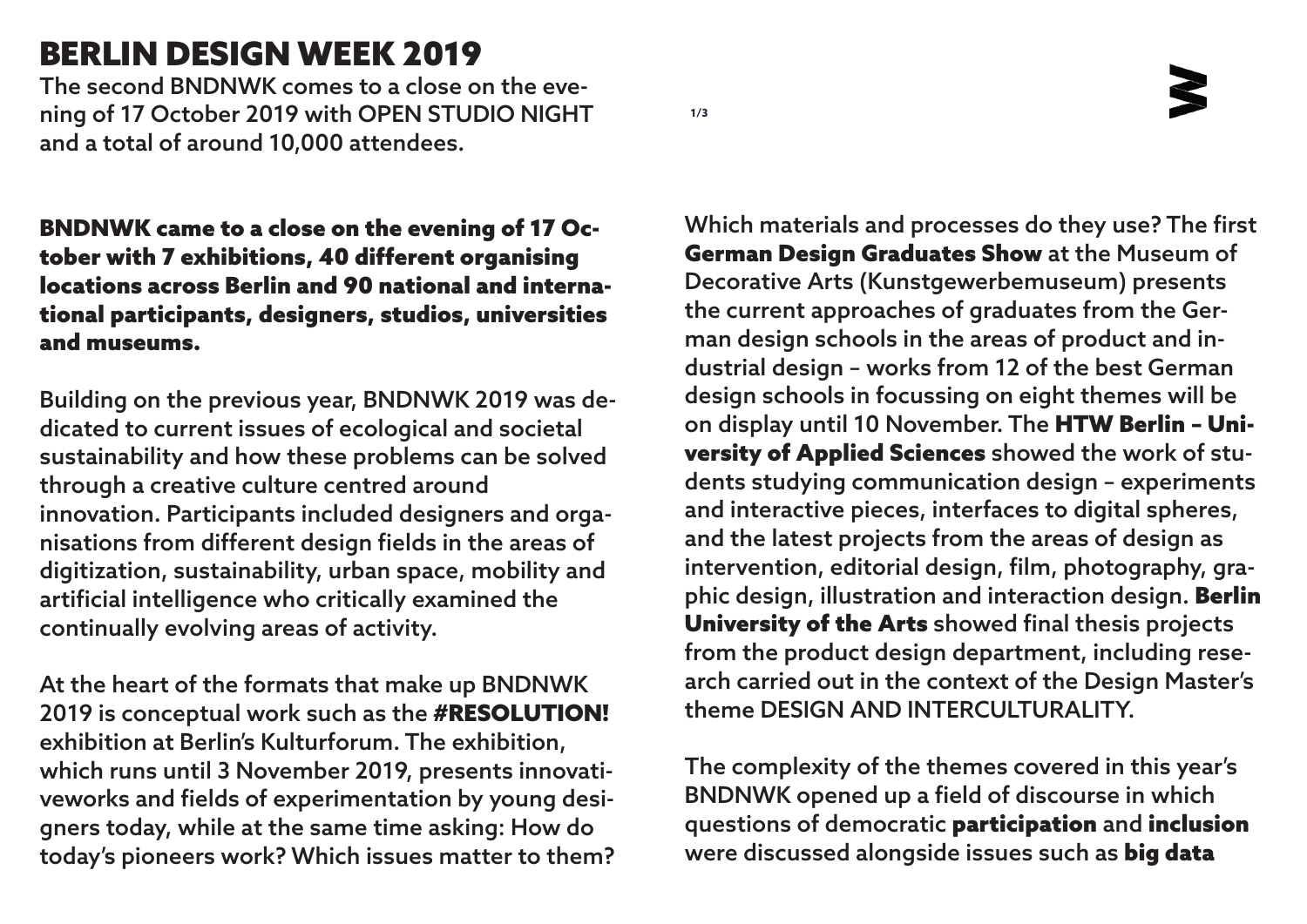# BERLIN DESIGN WEEK 2019

The second BNDNWK comes to a close on the evening of 17 October 2019 with OPEN STUDIO NIGHT and a total of around 10,000 attendees.

**BNDNWK came to a close on the evening of 17 October with 7 exhibitions, 40 different organising locations across Berlin and 90 national and international participants, designers, studios, universities and museums.**

Building on the previous year, BNDNWK 2019 was dedicated to current issues of ecological and societal sustainability and how these problems can be solved through a creative culture centred around innovation. Participants included designers and organisations from different design fields in the areas of digitization, sustainability, urban space, mobility and artificial intelligence who critically examined the continually evolving areas of activity.

At the heart of the formats that make up BNDNWK 2019 is conceptual work such as the **#RESOLUTION!** exhibition at Berlin's Kulturforum. The exhibition, which runs until 3 November 2019, presents innovativeworks and fields of experimentation by young designers today, while at the same time asking: How do today's pioneers work? Which issues matter to them? Which materials and processes do they use? The first **German Design Graduates Show** at the Museum of Decorative Arts (Kunstgewerbemuseum) presents the current approaches of graduates from the German design schools in the areas of product and industrial design – works from 12 of the best German design schools in focussing on eight themes will be on display until 10 November. The **HTW Berlin – University of Applied Sciences** showed the work of students studying communication design – experiments and interactive pieces, interfaces to digital spheres, and the latest projects from the areas of design as intervention, editorial design, film, photography, graphic design, illustration and interaction design. **Berlin University of the Arts** showed final thesis projects from the product design department, including research carried out in the context of the Design Master's theme DESIGN AND INTERCULTURALITY.

The complexity of the themes covered in this year's BNDNWK opened up a field of discourse in which questions of democratic **participation** and **inclusion** were discussed alongside issues such as **big data**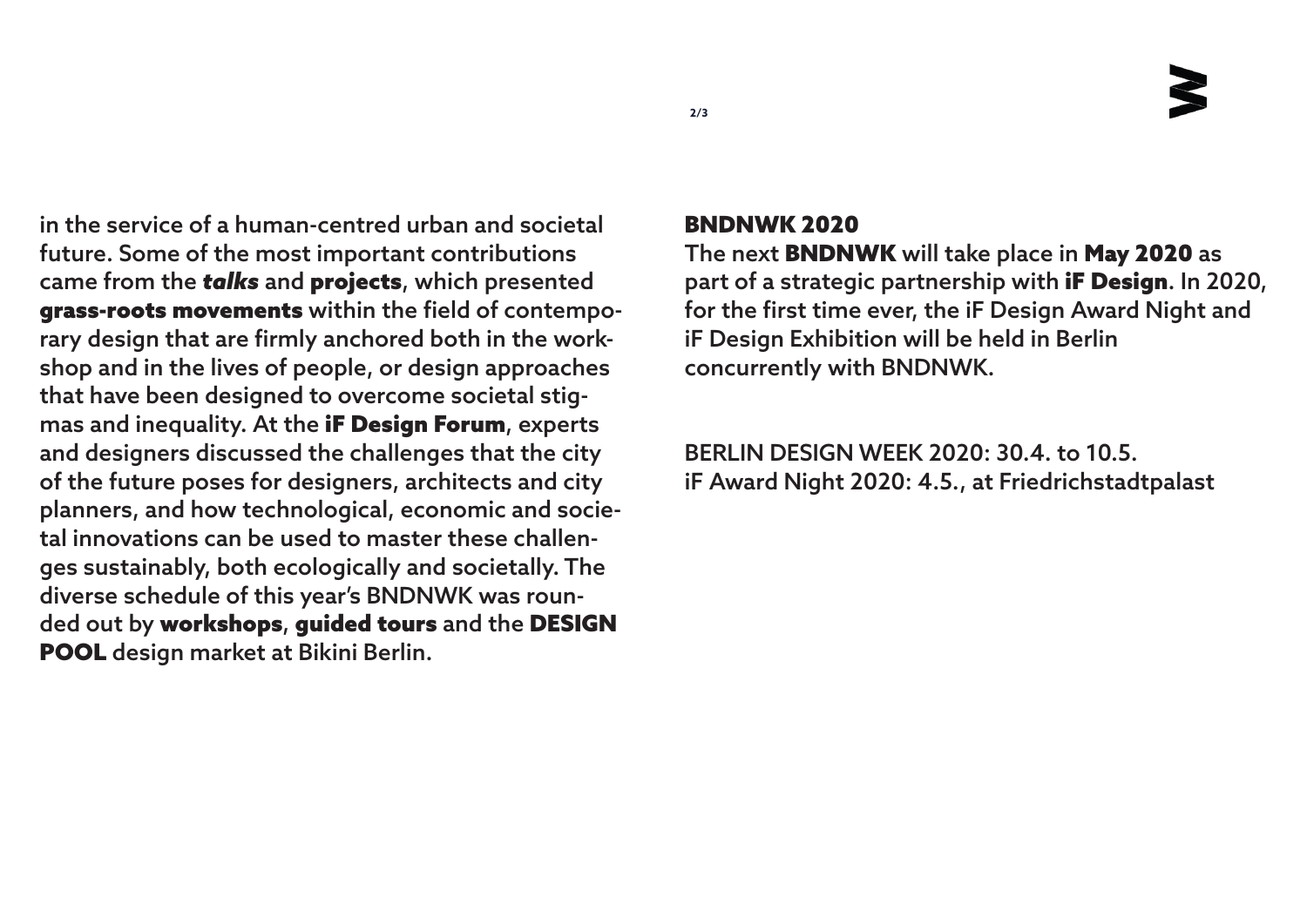in the service of a human-centred urban and societal future. Some of the most important contributions came from the ***talks*** and **projects**, which presented **grass-roots movements** within the field of contemporary design that are firmly anchored both in the workshop and in the lives of people, or design approaches that have been designed to overcome societal stigmas and inequality. At the **iF Design Forum**, experts and designers discussed the challenges that the city of the future poses for designers, architects and city planners, and how technological, economic and societal innovations can be used to master these challenges sustainably, both ecologically and societally. The diverse schedule of this year's BNDNWK was rounded out by **workshops**, **guided tours** and the **DESIGN POOL** design market at Bikini Berlin.

## BNDNWK 2020

The next **BNDNWK** will take place in **May 2020** as part of a strategic partnership with **iF Design**. In 2020, for the first time ever, the iF Design Award Night and iF Design Exhibition will be held in Berlin concurrently with BNDNWK.

BERLIN DESIGN WEEK 2020: 30.4. to 10.5.
iF Award Night 2020: 4.5., at Friedrichstadtpalast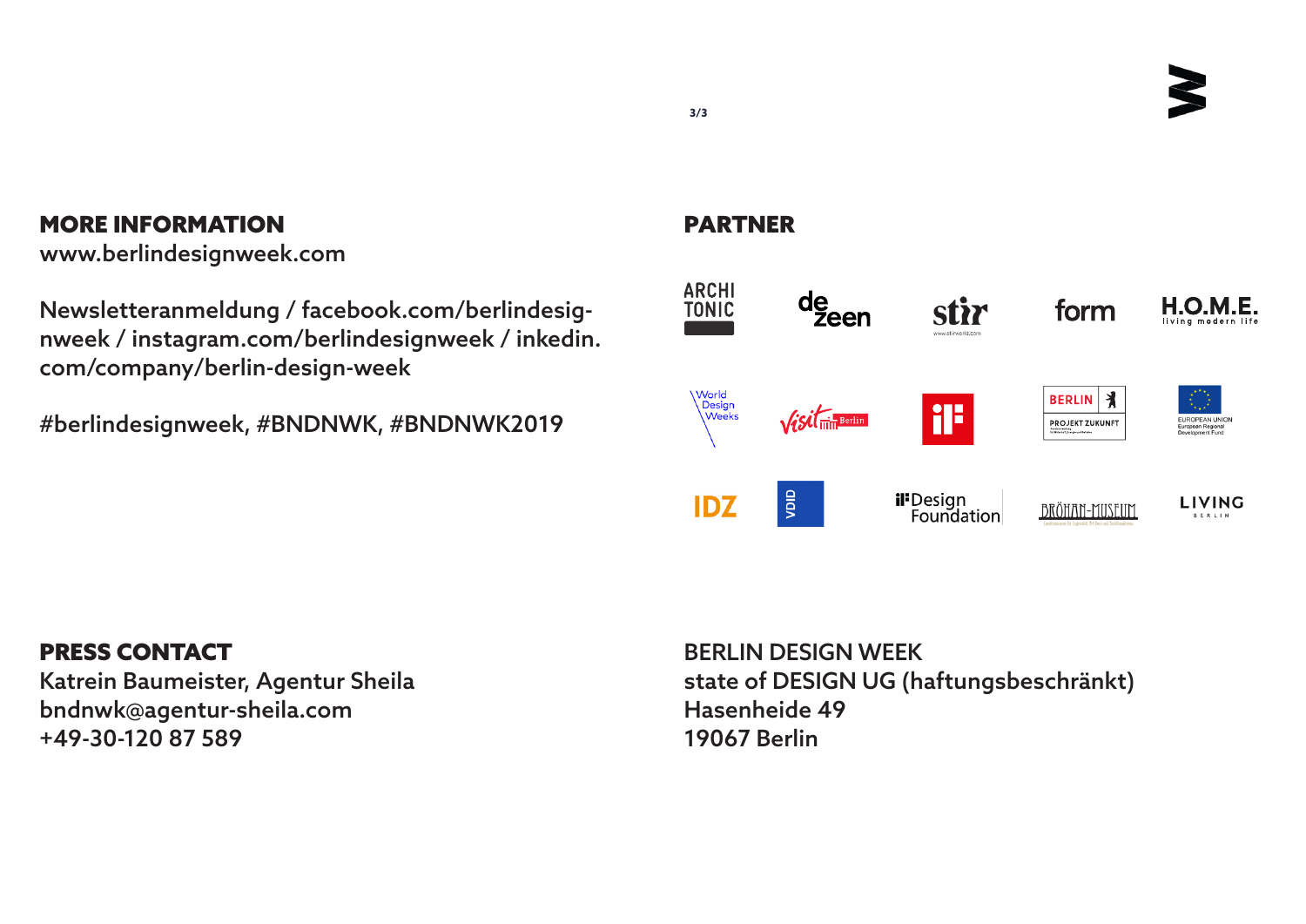## MORE INFORMATION

www.berlindesignweek.com

Newsletteranmeldung / facebook.com/berlindesig-nweek / instagram.com/berlindesignweek / inkedin.com/company/berlin-design-week

#berlindesignweek, #BNDNWK, #BNDNWK2019

## PARTNER

ARCHI TONIC

dezeen

stir

form

H.O.M.E. living modern life

World Design Weeks

Visit Berlin

iF

BERLIN PROJEKT ZUKUNFT

EUROPEAN UNION European Regional Development Fund

IDZ

VDID

iF Design Foundation

BRÖHAN-MUSEUM

LIVING BERLIN

## PRESS CONTACT

Katrein Baumeister, Agentur Sheila
bndnwk@agentur-sheila.com
+49-30-120 87 589

BERLIN DESIGN WEEK
state of DESIGN UG (haftungsbeschränkt)
Hasenheide 49
19067 Berlin